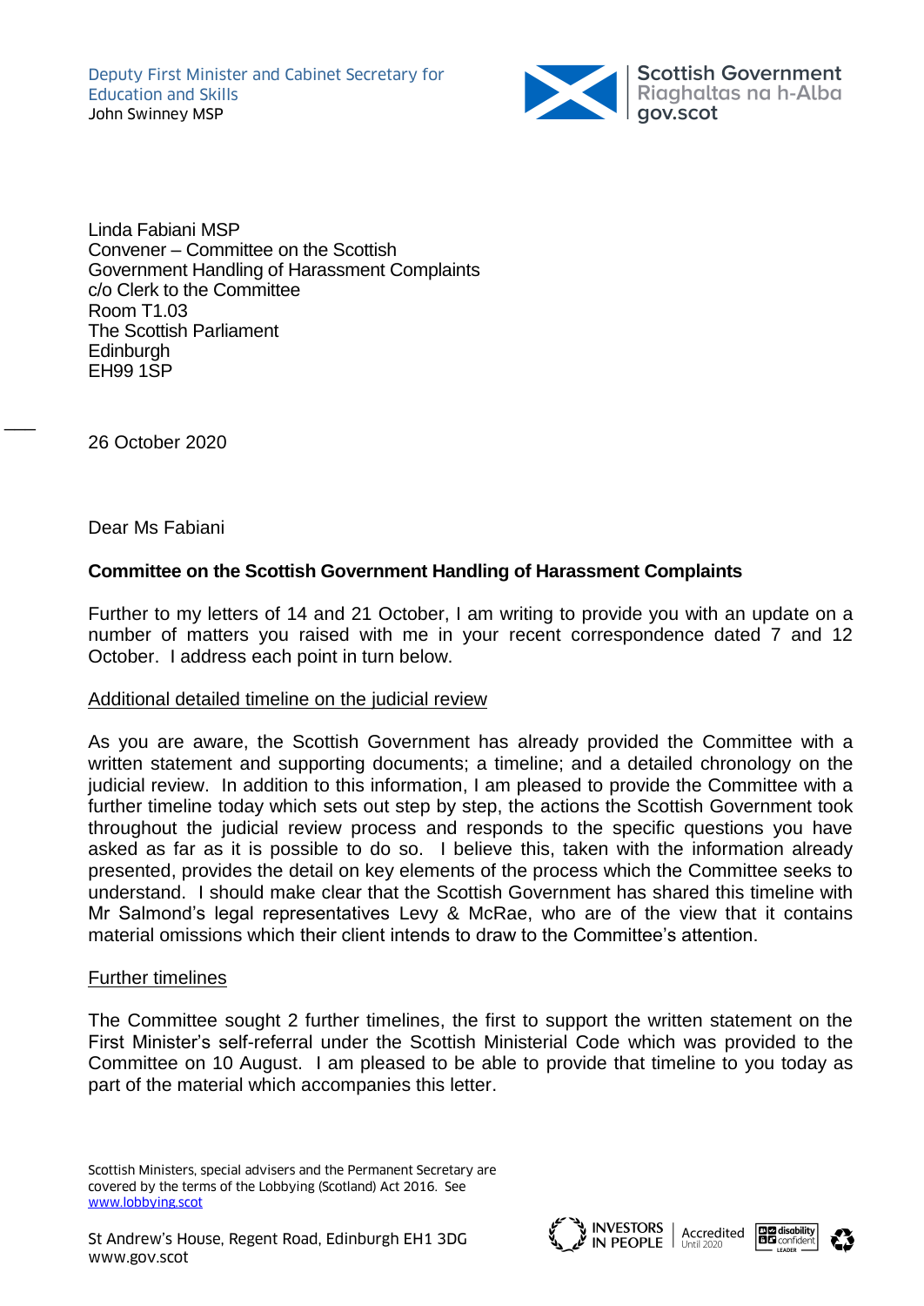Deputy First Minister and Cabinet Secretary for Education and Skills
John Swinney MSP

Scottish Government
Riaghaltas na h-Alba
gov.scot

Linda Fabiani MSP
Convener – Committee on the Scottish Government Handling of Harassment Complaints
c/o Clerk to the Committee
Room T1.03
The Scottish Parliament
Edinburgh
EH99 1SP

26 October 2020

Dear Ms Fabiani

**Committee on the Scottish Government Handling of Harassment Complaints**

Further to my letters of 14 and 21 October, I am writing to provide you with an update on a number of matters you raised with me in your recent correspondence dated 7 and 12 October. I address each point in turn below.

Additional detailed timeline on the judicial review

As you are aware, the Scottish Government has already provided the Committee with a written statement and supporting documents; a timeline; and a detailed chronology on the judicial review. In addition to this information, I am pleased to provide the Committee with a further timeline today which sets out step by step, the actions the Scottish Government took throughout the judicial review process and responds to the specific questions you have asked as far as it is possible to do so. I believe this, taken with the information already presented, provides the detail on key elements of the process which the Committee seeks to understand. I should make clear that the Scottish Government has shared this timeline with Mr Salmond's legal representatives Levy & McRae, who are of the view that it contains material omissions which their client intends to draw to the Committee's attention.

Further timelines

The Committee sought 2 further timelines, the first to support the written statement on the First Minister's self-referral under the Scottish Ministerial Code which was provided to the Committee on 10 August. I am pleased to be able to provide that timeline to you today as part of the material which accompanies this letter.

Scottish Ministers, special advisers and the Permanent Secretary are covered by the terms of the Lobbying (Scotland) Act 2016. See www.lobbying.scot

St Andrew's House, Regent Road, Edinburgh EH1 3DG
www.gov.scot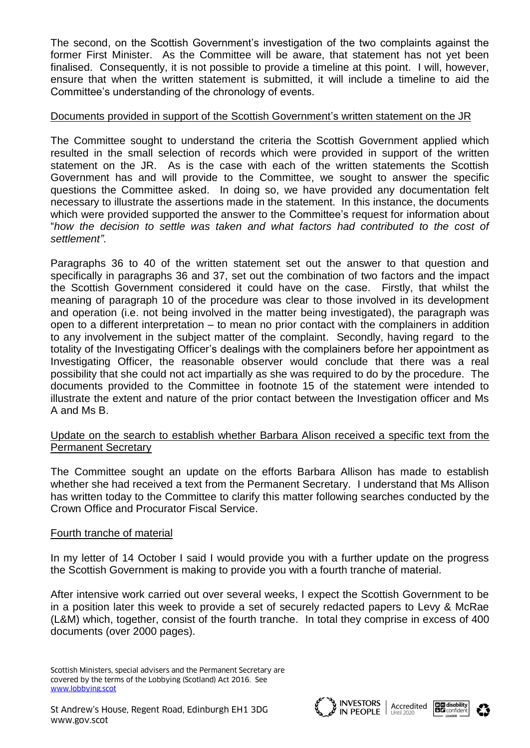The second, on the Scottish Government's investigation of the two complaints against the former First Minister. As the Committee will be aware, that statement has not yet been finalised. Consequently, it is not possible to provide a timeline at this point. I will, however, ensure that when the written statement is submitted, it will include a timeline to aid the Committee's understanding of the chronology of events.

Documents provided in support of the Scottish Government's written statement on the JR

The Committee sought to understand the criteria the Scottish Government applied which resulted in the small selection of records which were provided in support of the written statement on the JR. As is the case with each of the written statements the Scottish Government has and will provide to the Committee, we sought to answer the specific questions the Committee asked. In doing so, we have provided any documentation felt necessary to illustrate the assertions made in the statement. In this instance, the documents which were provided supported the answer to the Committee's request for information about "*how the decision to settle was taken and what factors had contributed to the cost of settlement"*.

Paragraphs 36 to 40 of the written statement set out the answer to that question and specifically in paragraphs 36 and 37, set out the combination of two factors and the impact the Scottish Government considered it could have on the case. Firstly, that whilst the meaning of paragraph 10 of the procedure was clear to those involved in its development and operation (i.e. not being involved in the matter being investigated), the paragraph was open to a different interpretation – to mean no prior contact with the complainers in addition to any involvement in the subject matter of the complaint. Secondly, having regard to the totality of the Investigating Officer's dealings with the complainers before her appointment as Investigating Officer, the reasonable observer would conclude that there was a real possibility that she could not act impartially as she was required to do by the procedure. The documents provided to the Committee in footnote 15 of the statement were intended to illustrate the extent and nature of the prior contact between the Investigation officer and Ms A and Ms B.

Update on the search to establish whether Barbara Alison received a specific text from the Permanent Secretary

The Committee sought an update on the efforts Barbara Allison has made to establish whether she had received a text from the Permanent Secretary. I understand that Ms Allison has written today to the Committee to clarify this matter following searches conducted by the Crown Office and Procurator Fiscal Service.

Fourth tranche of material

In my letter of 14 October I said I would provide you with a further update on the progress the Scottish Government is making to provide you with a fourth tranche of material.

After intensive work carried out over several weeks, I expect the Scottish Government to be in a position later this week to provide a set of securely redacted papers to Levy & McRae (L&M) which, together, consist of the fourth tranche. In total they comprise in excess of 400 documents (over 2000 pages).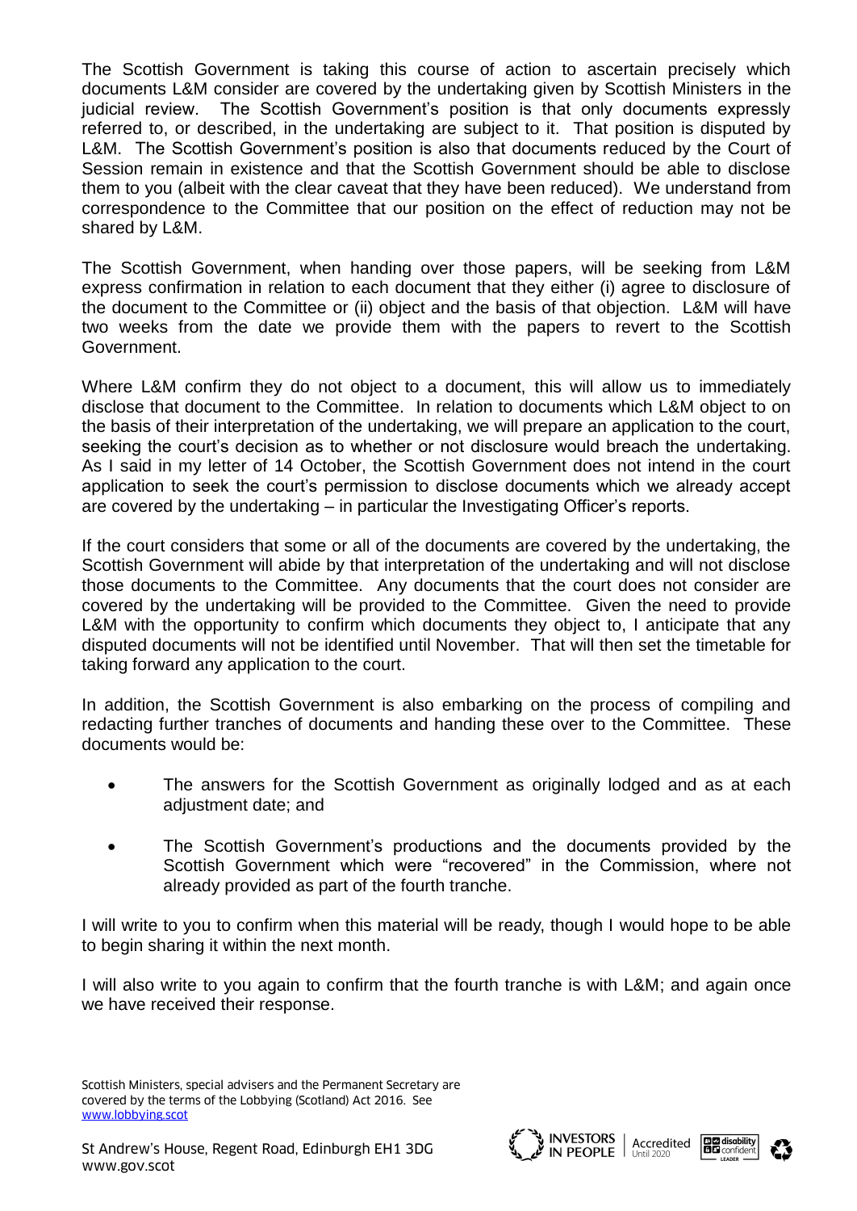The Scottish Government is taking this course of action to ascertain precisely which documents L&M consider are covered by the undertaking given by Scottish Ministers in the judicial review. The Scottish Government's position is that only documents expressly referred to, or described, in the undertaking are subject to it. That position is disputed by L&M. The Scottish Government's position is also that documents reduced by the Court of Session remain in existence and that the Scottish Government should be able to disclose them to you (albeit with the clear caveat that they have been reduced). We understand from correspondence to the Committee that our position on the effect of reduction may not be shared by L&M.

The Scottish Government, when handing over those papers, will be seeking from L&M express confirmation in relation to each document that they either (i) agree to disclosure of the document to the Committee or (ii) object and the basis of that objection. L&M will have two weeks from the date we provide them with the papers to revert to the Scottish Government.

Where L&M confirm they do not object to a document, this will allow us to immediately disclose that document to the Committee. In relation to documents which L&M object to on the basis of their interpretation of the undertaking, we will prepare an application to the court, seeking the court's decision as to whether or not disclosure would breach the undertaking. As I said in my letter of 14 October, the Scottish Government does not intend in the court application to seek the court's permission to disclose documents which we already accept are covered by the undertaking – in particular the Investigating Officer's reports.

If the court considers that some or all of the documents are covered by the undertaking, the Scottish Government will abide by that interpretation of the undertaking and will not disclose those documents to the Committee. Any documents that the court does not consider are covered by the undertaking will be provided to the Committee. Given the need to provide L&M with the opportunity to confirm which documents they object to, I anticipate that any disputed documents will not be identified until November. That will then set the timetable for taking forward any application to the court.

In addition, the Scottish Government is also embarking on the process of compiling and redacting further tranches of documents and handing these over to the Committee. These documents would be:

- The answers for the Scottish Government as originally lodged and as at each adjustment date; and
- The Scottish Government's productions and the documents provided by the Scottish Government which were "recovered" in the Commission, where not already provided as part of the fourth tranche.

I will write to you to confirm when this material will be ready, though I would hope to be able to begin sharing it within the next month.

I will also write to you again to confirm that the fourth tranche is with L&M; and again once we have received their response.

Scottish Ministers, special advisers and the Permanent Secretary are covered by the terms of the Lobbying (Scotland) Act 2016. See www.lobbying.scot

St Andrew's House, Regent Road, Edinburgh EH1 3DG
www.gov.scot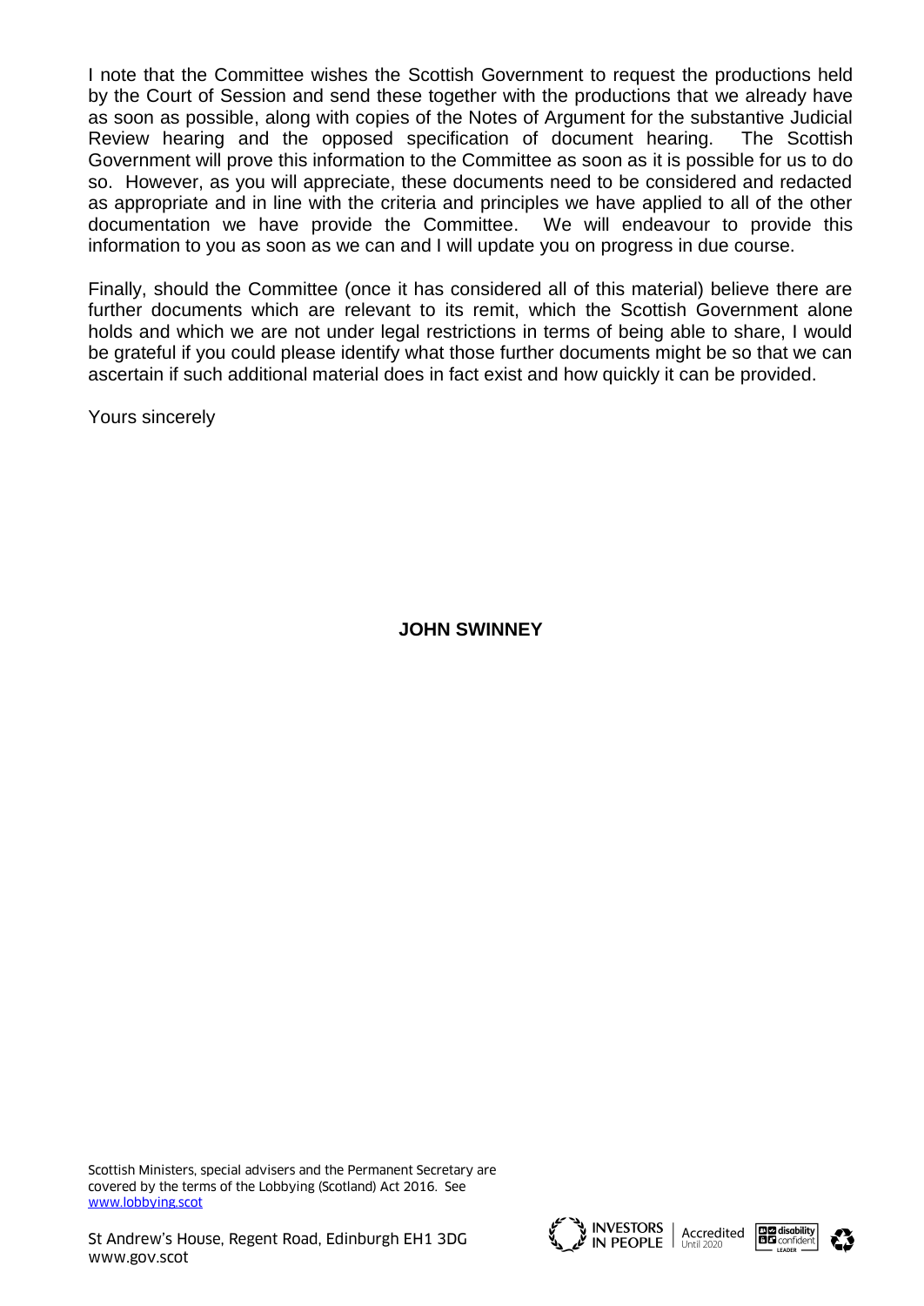I note that the Committee wishes the Scottish Government to request the productions held by the Court of Session and send these together with the productions that we already have as soon as possible, along with copies of the Notes of Argument for the substantive Judicial Review hearing and the opposed specification of document hearing. The Scottish Government will prove this information to the Committee as soon as it is possible for us to do so. However, as you will appreciate, these documents need to be considered and redacted as appropriate and in line with the criteria and principles we have applied to all of the other documentation we have provide the Committee. We will endeavour to provide this information to you as soon as we can and I will update you on progress in due course.

Finally, should the Committee (once it has considered all of this material) believe there are further documents which are relevant to its remit, which the Scottish Government alone holds and which we are not under legal restrictions in terms of being able to share, I would be grateful if you could please identify what those further documents might be so that we can ascertain if such additional material does in fact exist and how quickly it can be provided.

Yours sincerely

**JOHN SWINNEY**

Scottish Ministers, special advisers and the Permanent Secretary are covered by the terms of the Lobbying (Scotland) Act 2016. See www.lobbying.scot

St Andrew's House, Regent Road, Edinburgh EH1 3DG
www.gov.scot

INVESTORS IN PEOPLE | Accredited Until 2020

disability confident LEADER